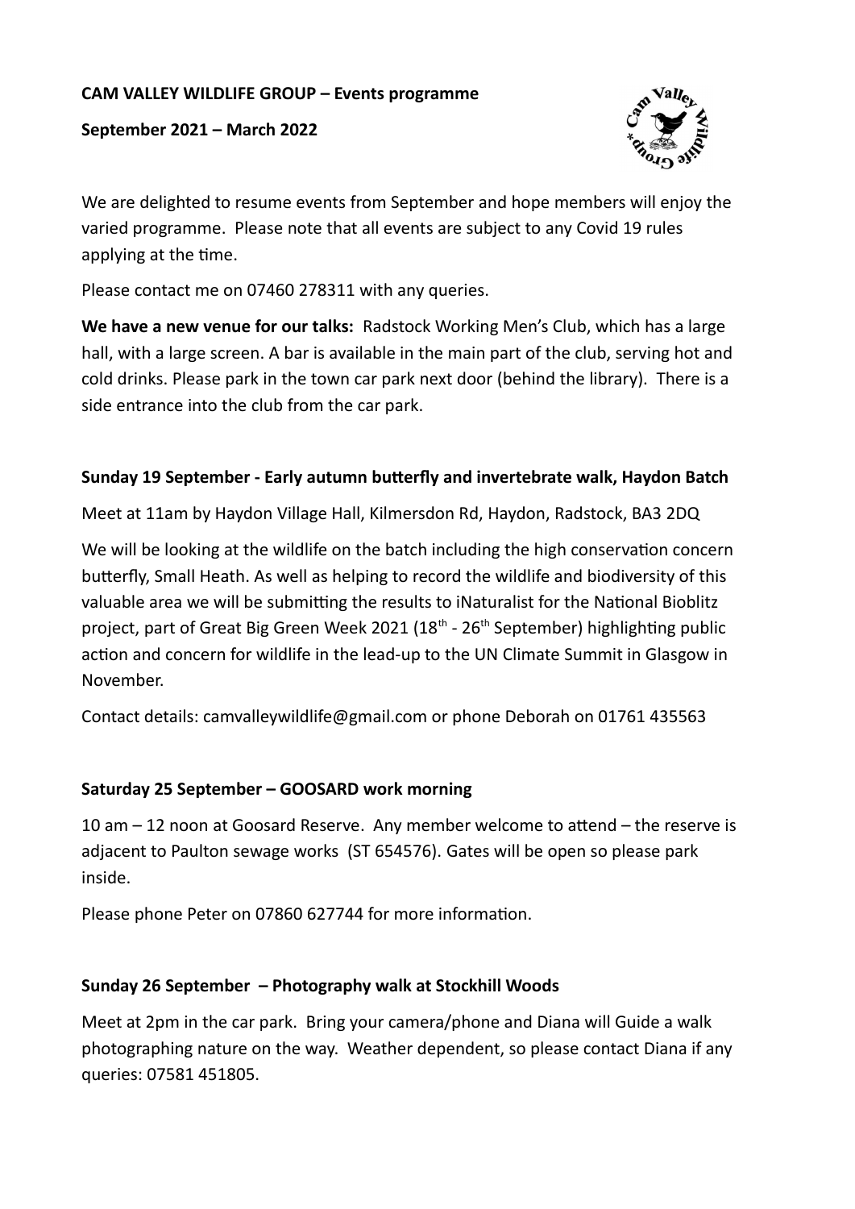**CAM VALLEY WILDLIFE GROUP – Events programme**

**September 2021 – March 2022**

We are delighted to resume events from September and hope members will enjoy the varied programme. Please note that all events are subject to any Covid 19 rules applying at the time.

Please contact me on 07460 278311 with any queries.

**We have a new venue for our talks:** Radstock Working Men's Club, which has a large hall, with a large screen. A bar is available in the main part of the club, serving hot and cold drinks. Please park in the town car park next door (behind the library). There is a side entrance into the club from the car park.

**Sunday 19 September - Early autumn butterfly and invertebrate walk, Haydon Batch**

Meet at 11am by Haydon Village Hall, Kilmersdon Rd, Haydon, Radstock, BA3 2DQ

We will be looking at the wildlife on the batch including the high conservation concern butterfly, Small Heath. As well as helping to record the wildlife and biodiversity of this valuable area we will be submitting the results to iNaturalist for the National Bioblitz project, part of Great Big Green Week 2021 (18th - 26th September) highlighting public action and concern for wildlife in the lead-up to the UN Climate Summit in Glasgow in November.

Contact details: camvalleywildlife@gmail.com or phone Deborah on 01761 435563

**Saturday 25 September – GOOSARD work morning**

10 am – 12 noon at Goosard Reserve. Any member welcome to attend – the reserve is adjacent to Paulton sewage works (ST 654576). Gates will be open so please park inside.

Please phone Peter on 07860 627744 for more information.

**Sunday 26 September – Photography walk at Stockhill Woods**

Meet at 2pm in the car park. Bring your camera/phone and Diana will Guide a walk photographing nature on the way. Weather dependent, so please contact Diana if any queries: 07581 451805.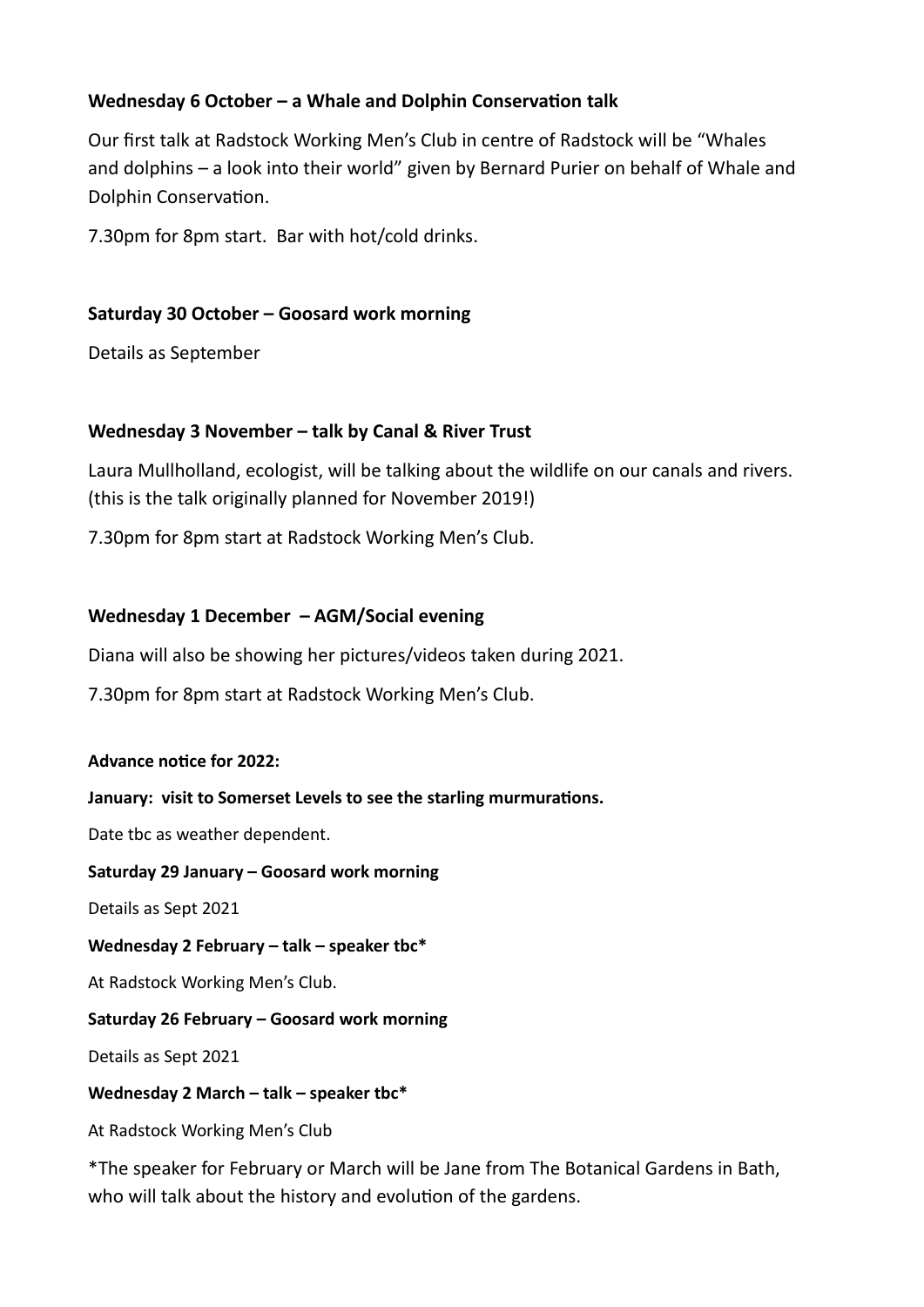**Wednesday 6 October – a Whale and Dolphin Conservation talk**

Our first talk at Radstock Working Men's Club in centre of Radstock will be "Whales and dolphins – a look into their world" given by Bernard Purier on behalf of Whale and Dolphin Conservation.

7.30pm for 8pm start. Bar with hot/cold drinks.

**Saturday 30 October – Goosard work morning**

Details as September

**Wednesday 3 November – talk by Canal & River Trust**

Laura Mullholland, ecologist, will be talking about the wildlife on our canals and rivers. (this is the talk originally planned for November 2019!)

7.30pm for 8pm start at Radstock Working Men's Club.

**Wednesday 1 December – AGM/Social evening**

Diana will also be showing her pictures/videos taken during 2021.

7.30pm for 8pm start at Radstock Working Men's Club.

**Advance notice for 2022:**

**January: visit to Somerset Levels to see the starling murmurations.**

Date tbc as weather dependent.

**Saturday 29 January – Goosard work morning**

Details as Sept 2021

**Wednesday 2 February – talk – speaker tbc***

At Radstock Working Men's Club.

**Saturday 26 February – Goosard work morning**

Details as Sept 2021

**Wednesday 2 March – talk – speaker tbc***

At Radstock Working Men's Club

*The speaker for February or March will be Jane from The Botanical Gardens in Bath, who will talk about the history and evolution of the gardens.